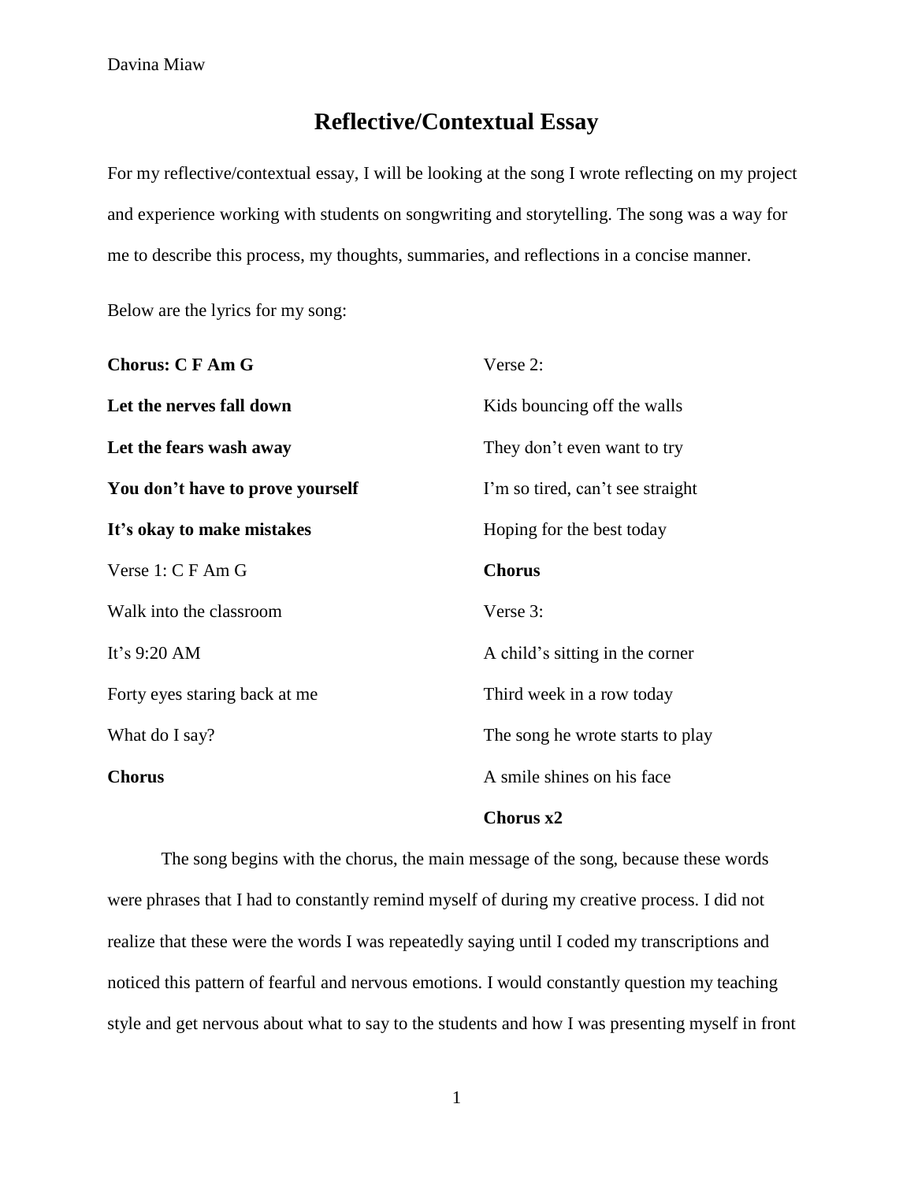# Reflective/Contextual Essay

For my reflective/contextual essay, I will be looking at the song I wrote reflecting on my project and experience working with students on songwriting and storytelling. The song was a way for me to describe this process, my thoughts, summaries, and reflections in a concise manner.

Below are the lyrics for my song:

**Chorus: C F Am G**

**Let the nerves fall down**

**Let the fears wash away**

**You don't have to prove yourself**

**It's okay to make mistakes**

Verse 1: C F Am G

Walk into the classroom

It's 9:20 AM

Forty eyes staring back at me

What do I say?

**Chorus**

Verse 2:

Kids bouncing off the walls

They don't even want to try

I'm so tired, can't see straight

Hoping for the best today

**Chorus**

Verse 3:

A child's sitting in the corner

Third week in a row today

The song he wrote starts to play

A smile shines on his face

**Chorus x2**

The song begins with the chorus, the main message of the song, because these words were phrases that I had to constantly remind myself of during my creative process. I did not realize that these were the words I was repeatedly saying until I coded my transcriptions and noticed this pattern of fearful and nervous emotions. I would constantly question my teaching style and get nervous about what to say to the students and how I was presenting myself in front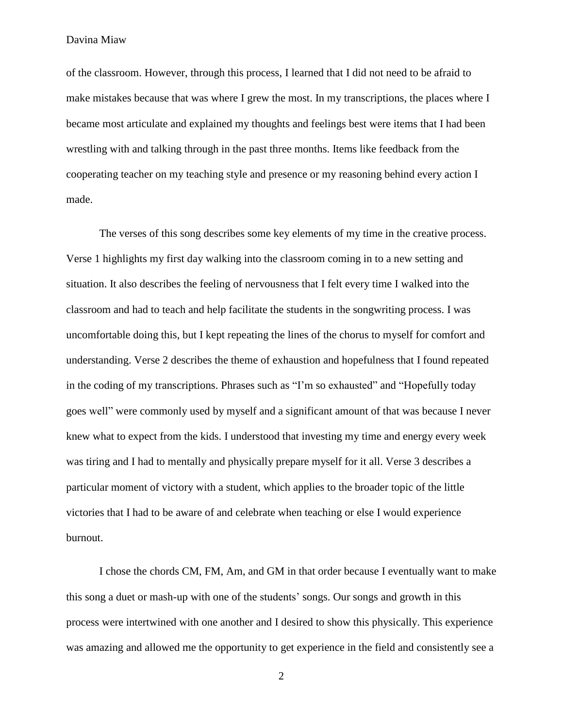of the classroom. However, through this process, I learned that I did not need to be afraid to make mistakes because that was where I grew the most. In my transcriptions, the places where I became most articulate and explained my thoughts and feelings best were items that I had been wrestling with and talking through in the past three months. Items like feedback from the cooperating teacher on my teaching style and presence or my reasoning behind every action I made.

The verses of this song describes some key elements of my time in the creative process. Verse 1 highlights my first day walking into the classroom coming in to a new setting and situation. It also describes the feeling of nervousness that I felt every time I walked into the classroom and had to teach and help facilitate the students in the songwriting process. I was uncomfortable doing this, but I kept repeating the lines of the chorus to myself for comfort and understanding. Verse 2 describes the theme of exhaustion and hopefulness that I found repeated in the coding of my transcriptions. Phrases such as "I'm so exhausted" and "Hopefully today goes well" were commonly used by myself and a significant amount of that was because I never knew what to expect from the kids. I understood that investing my time and energy every week was tiring and I had to mentally and physically prepare myself for it all. Verse 3 describes a particular moment of victory with a student, which applies to the broader topic of the little victories that I had to be aware of and celebrate when teaching or else I would experience burnout.

I chose the chords CM, FM, Am, and GM in that order because I eventually want to make this song a duet or mash-up with one of the students' songs. Our songs and growth in this process were intertwined with one another and I desired to show this physically. This experience was amazing and allowed me the opportunity to get experience in the field and consistently see a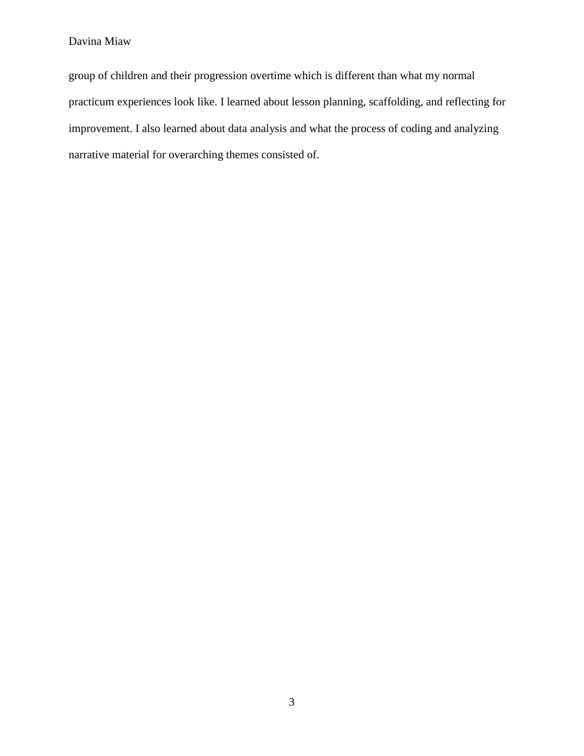group of children and their progression overtime which is different than what my normal practicum experiences look like. I learned about lesson planning, scaffolding, and reflecting for improvement. I also learned about data analysis and what the process of coding and analyzing narrative material for overarching themes consisted of.